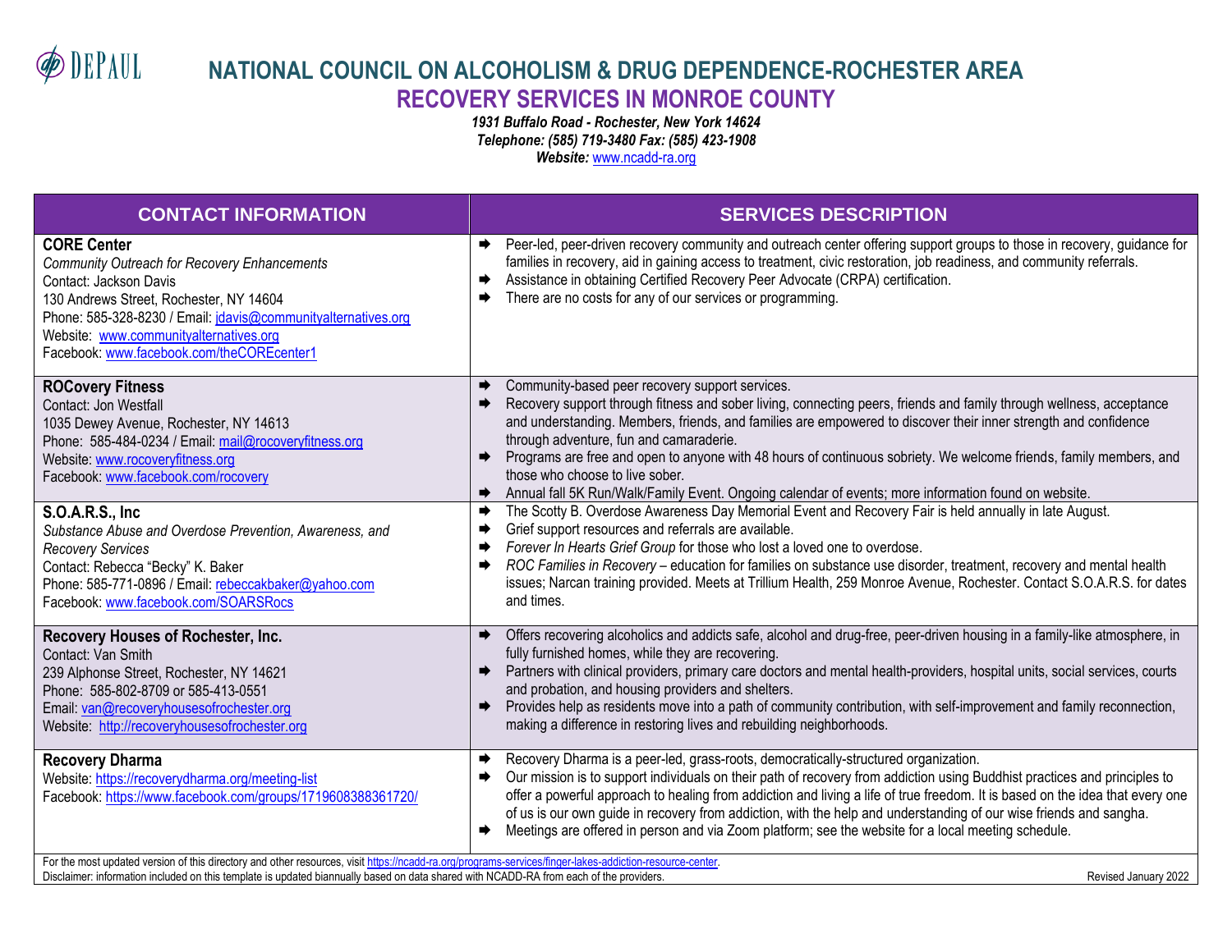DEPAUL

# NATIONAL COUNCIL ON ALCOHOLISM & DRUG DEPENDENCE-ROCHESTER AREA

## RECOVERY SERVICES IN MONROE COUNTY

*1931 Buffalo Road - Rochester, New York 14624*
*Telephone: (585) 719-3480 Fax: (585) 423-1908*
***Website:*** www.ncadd-ra.org

| CONTACT INFORMATION | SERVICES DESCRIPTION |
|---|---|
| **CORE Center**<br>*Community Outreach for Recovery Enhancements*<br>Contact: Jackson Davis<br>130 Andrews Street, Rochester, NY 14604<br>Phone: 585-328-8230 / Email: jdavis@communityalternatives.org<br>Website: www.communityalternatives.org<br>Facebook: www.facebook.com/theCOREcenter1 | ➡ Peer-led, peer-driven recovery community and outreach center offering support groups to those in recovery, guidance for families in recovery, aid in gaining access to treatment, civic restoration, job readiness, and community referrals.<br>➡ Assistance in obtaining Certified Recovery Peer Advocate (CRPA) certification.<br>➡ There are no costs for any of our services or programming. |
| **ROCovery Fitness**<br>Contact: Jon Westfall<br>1035 Dewey Avenue, Rochester, NY 14613<br>Phone: 585-484-0234 / Email: mail@rocoveryfitness.org<br>Website: www.rocoveryfitness.org<br>Facebook: www.facebook.com/rocovery | ➡ Community-based peer recovery support services.<br>➡ Recovery support through fitness and sober living, connecting peers, friends and family through wellness, acceptance and understanding. Members, friends, and families are empowered to discover their inner strength and confidence through adventure, fun and camaraderie.<br>➡ Programs are free and open to anyone with 48 hours of continuous sobriety. We welcome friends, family members, and those who choose to live sober.<br>➡ Annual fall 5K Run/Walk/Family Event. Ongoing calendar of events; more information found on website. |
| **S.O.A.R.S., Inc**<br>*Substance Abuse and Overdose Prevention, Awareness, and Recovery Services*<br>Contact: Rebecca "Becky" K. Baker<br>Phone: 585-771-0896 / Email: rebeccakbaker@yahoo.com<br>Facebook: www.facebook.com/SOARSRocs | ➡ The Scotty B. Overdose Awareness Day Memorial Event and Recovery Fair is held annually in late August.<br>➡ Grief support resources and referrals are available.<br>➡ *Forever In Hearts Grief Group* for those who lost a loved one to overdose.<br>➡ *ROC Families in Recovery* – education for families on substance use disorder, treatment, recovery and mental health issues; Narcan training provided. Meets at Trillium Health, 259 Monroe Avenue, Rochester. Contact S.O.A.R.S. for dates and times. |
| **Recovery Houses of Rochester, Inc.**<br>Contact: Van Smith<br>239 Alphonse Street, Rochester, NY 14621<br>Phone: 585-802-8709 or 585-413-0551<br>Email: van@recoveryhousesofrochester.org<br>Website: http://recoveryhousesofrochester.org | ➡ Offers recovering alcoholics and addicts safe, alcohol and drug-free, peer-driven housing in a family-like atmosphere, in fully furnished homes, while they are recovering.<br>➡ Partners with clinical providers, primary care doctors and mental health-providers, hospital units, social services, courts and probation, and housing providers and shelters.<br>➡ Provides help as residents move into a path of community contribution, with self-improvement and family reconnection, making a difference in restoring lives and rebuilding neighborhoods. |
| **Recovery Dharma**<br>Website: https://recoverydharma.org/meeting-list<br>Facebook: https://www.facebook.com/groups/1719608388361720/ | ➡ Recovery Dharma is a peer-led, grass-roots, democratically-structured organization.<br>➡ Our mission is to support individuals on their path of recovery from addiction using Buddhist practices and principles to offer a powerful approach to healing from addiction and living a life of true freedom. It is based on the idea that every one of us is our own guide in recovery from addiction, with the help and understanding of our wise friends and sangha.<br>➡ Meetings are offered in person and via Zoom platform; see the website for a local meeting schedule. |

For the most updated version of this directory and other resources, visit https://ncadd-ra.org/programs-services/finger-lakes-addiction-resource-center.
Disclaimer: information included on this template is updated biannually based on data shared with NCADD-RA from each of the providers. Revised January 2022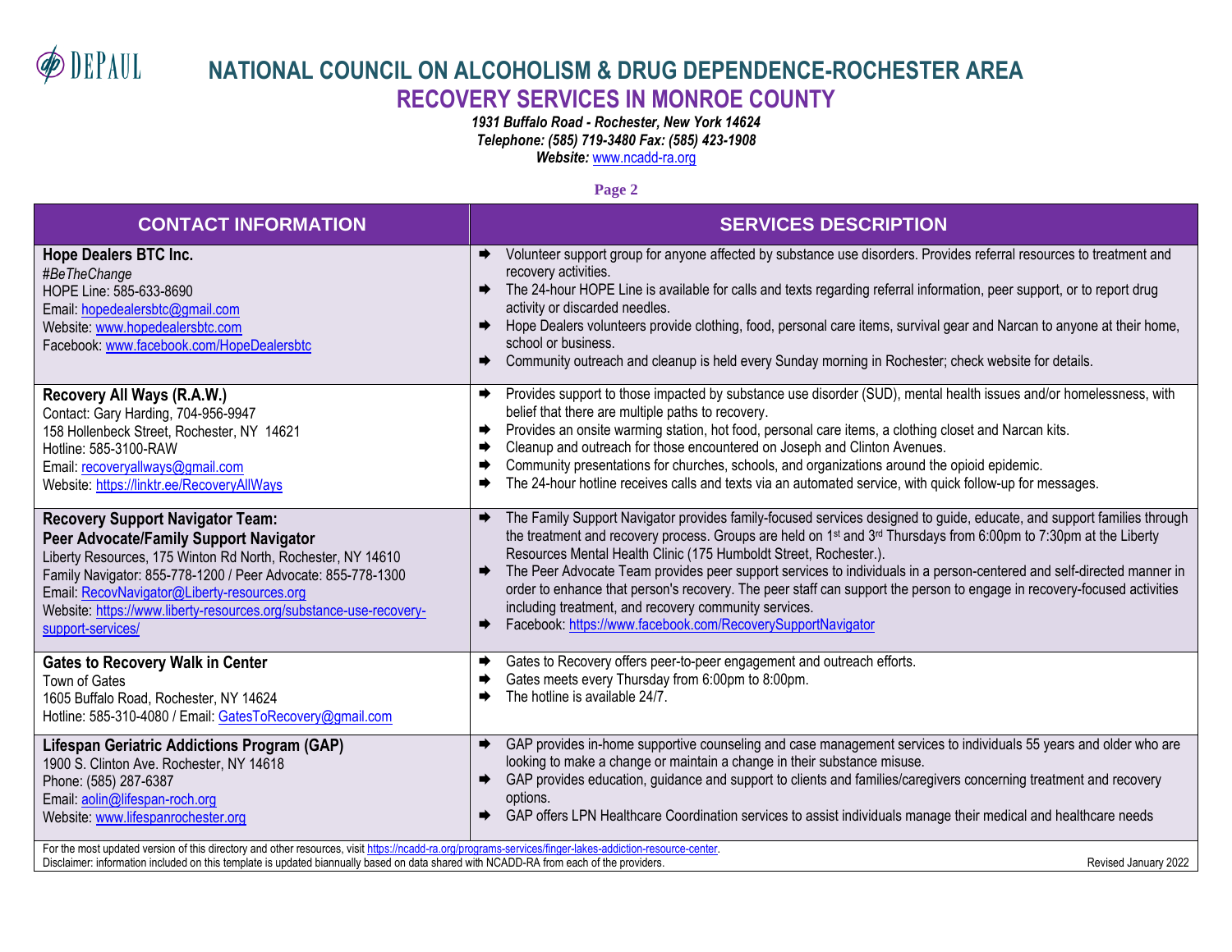# NATIONAL COUNCIL ON ALCOHOLISM & DRUG DEPENDENCE-ROCHESTER AREA

## RECOVERY SERVICES IN MONROE COUNTY

*1931 Buffalo Road - Rochester, New York 14624*
*Telephone: (585) 719-3480 Fax: (585) 423-1908*
*Website:* www.ncadd-ra.org

| CONTACT INFORMATION | SERVICES DESCRIPTION |
|---|---|
| **Hope Dealers BTC Inc.**<br>*#BeTheChange*<br>HOPE Line: 585-633-8690<br>Email: hopedealersbtc@gmail.com<br>Website: www.hopedealersbtc.com<br>Facebook: www.facebook.com/HopeDealersbtc | ➡ Volunteer support group for anyone affected by substance use disorders. Provides referral resources to treatment and recovery activities.<br>➡ The 24-hour HOPE Line is available for calls and texts regarding referral information, peer support, or to report drug activity or discarded needles.<br>➡ Hope Dealers volunteers provide clothing, food, personal care items, survival gear and Narcan to anyone at their home, school or business.<br>➡ Community outreach and cleanup is held every Sunday morning in Rochester; check website for details. |
| **Recovery All Ways (R.A.W.)**<br>Contact: Gary Harding, 704-956-9947<br>158 Hollenbeck Street, Rochester, NY 14621<br>Hotline: 585-3100-RAW<br>Email: recoveryallways@gmail.com<br>Website: https://linktr.ee/RecoveryAllWays | ➡ Provides support to those impacted by substance use disorder (SUD), mental health issues and/or homelessness, with belief that there are multiple paths to recovery.<br>➡ Provides an onsite warming station, hot food, personal care items, a clothing closet and Narcan kits.<br>➡ Cleanup and outreach for those encountered on Joseph and Clinton Avenues.<br>➡ Community presentations for churches, schools, and organizations around the opioid epidemic.<br>➡ The 24-hour hotline receives calls and texts via an automated service, with quick follow-up for messages. |
| **Recovery Support Navigator Team: Peer Advocate/Family Support Navigator**<br>Liberty Resources, 175 Winton Rd North, Rochester, NY 14610<br>Family Navigator: 855-778-1200 / Peer Advocate: 855-778-1300<br>Email: RecovNavigator@Liberty-resources.org<br>Website: https://www.liberty-resources.org/substance-use-recovery-support-services/ | ➡ The Family Support Navigator provides family-focused services designed to guide, educate, and support families through the treatment and recovery process. Groups are held on 1st and 3rd Thursdays from 6:00pm to 7:30pm at the Liberty Resources Mental Health Clinic (175 Humboldt Street, Rochester.).<br>➡ The Peer Advocate Team provides peer support services to individuals in a person-centered and self-directed manner in order to enhance that person's recovery. The peer staff can support the person to engage in recovery-focused activities including treatment, and recovery community services.<br>➡ Facebook: https://www.facebook.com/RecoverySupportNavigator |
| **Gates to Recovery Walk in Center**<br>Town of Gates<br>1605 Buffalo Road, Rochester, NY 14624<br>Hotline: 585-310-4080 / Email: GatesToRecovery@gmail.com | ➡ Gates to Recovery offers peer-to-peer engagement and outreach efforts.<br>➡ Gates meets every Thursday from 6:00pm to 8:00pm.<br>➡ The hotline is available 24/7. |
| **Lifespan Geriatric Addictions Program (GAP)**<br>1900 S. Clinton Ave. Rochester, NY 14618<br>Phone: (585) 287-6387<br>Email: aolin@lifespan-roch.org<br>Website: www.lifespanrochester.org | ➡ GAP provides in-home supportive counseling and case management services to individuals 55 years and older who are looking to make a change or maintain a change in their substance misuse.<br>➡ GAP provides education, guidance and support to clients and families/caregivers concerning treatment and recovery options.<br>➡ GAP offers LPN Healthcare Coordination services to assist individuals manage their medical and healthcare needs |

For the most updated version of this directory and other resources, visit https://ncadd-ra.org/programs-services/finger-lakes-addiction-resource-center.
Disclaimer: information included on this template is updated biannually based on data shared with NCADD-RA from each of the providers.

Revised January 2022